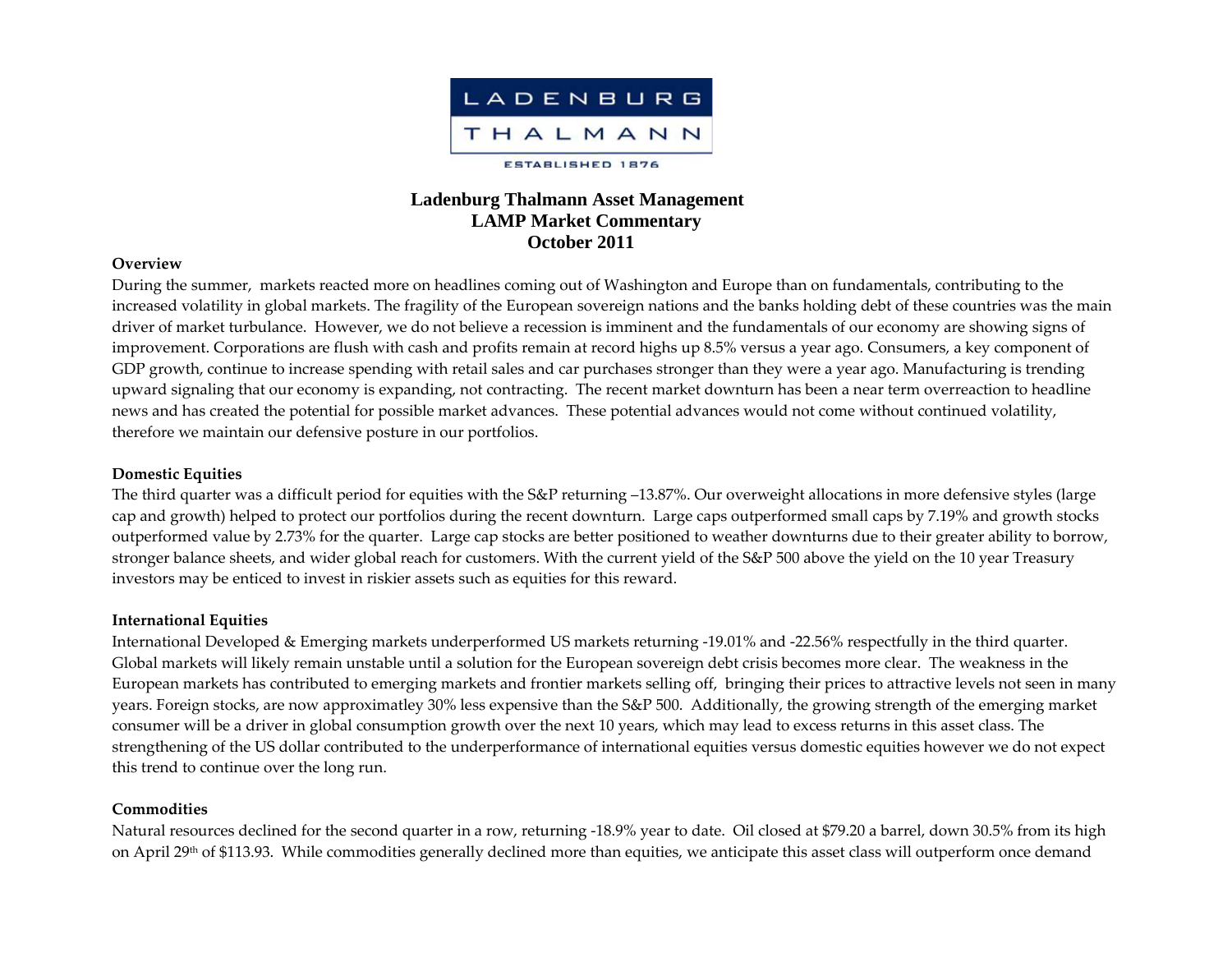LADENBURG THALMANN

ESTABLISHED 1876

# Ladenburg Thalmann Asset Management
# LAMP Market Commentary
# October 2011

## Overview

During the summer, markets reacted more on headlines coming out of Washington and Europe than on fundamentals, contributing to the increased volatility in global markets. The fragility of the European sovereign nations and the banks holding debt of these countries was the main driver of market turbulance. However, we do not believe a recession is imminent and the fundamentals of our economy are showing signs of improvement. Corporations are flush with cash and profits remain at record highs up 8.5% versus a year ago. Consumers, a key component of GDP growth, continue to increase spending with retail sales and car purchases stronger than they were a year ago. Manufacturing is trending upward signaling that our economy is expanding, not contracting. The recent market downturn has been a near term overreaction to headline news and has created the potential for possible market advances. These potential advances would not come without continued volatility, therefore we maintain our defensive posture in our portfolios.

## Domestic Equities

The third quarter was a difficult period for equities with the S&P returning –13.87%. Our overweight allocations in more defensive styles (large cap and growth) helped to protect our portfolios during the recent downturn. Large caps outperformed small caps by 7.19% and growth stocks outperformed value by 2.73% for the quarter. Large cap stocks are better positioned to weather downturns due to their greater ability to borrow, stronger balance sheets, and wider global reach for customers. With the current yield of the S&P 500 above the yield on the 10 year Treasury investors may be enticed to invest in riskier assets such as equities for this reward.

## International Equities

International Developed & Emerging markets underperformed US markets returning -19.01% and -22.56% respectfully in the third quarter. Global markets will likely remain unstable until a solution for the European sovereign debt crisis becomes more clear. The weakness in the European markets has contributed to emerging markets and frontier markets selling off, bringing their prices to attractive levels not seen in many years. Foreign stocks, are now approximatley 30% less expensive than the S&P 500. Additionally, the growing strength of the emerging market consumer will be a driver in global consumption growth over the next 10 years, which may lead to excess returns in this asset class. The strengthening of the US dollar contributed to the underperformance of international equities versus domestic equities however we do not expect this trend to continue over the long run.

## Commodities

Natural resources declined for the second quarter in a row, returning -18.9% year to date. Oil closed at $79.20 a barrel, down 30.5% from its high on April 29th of $113.93. While commodities generally declined more than equities, we anticipate this asset class will outperform once demand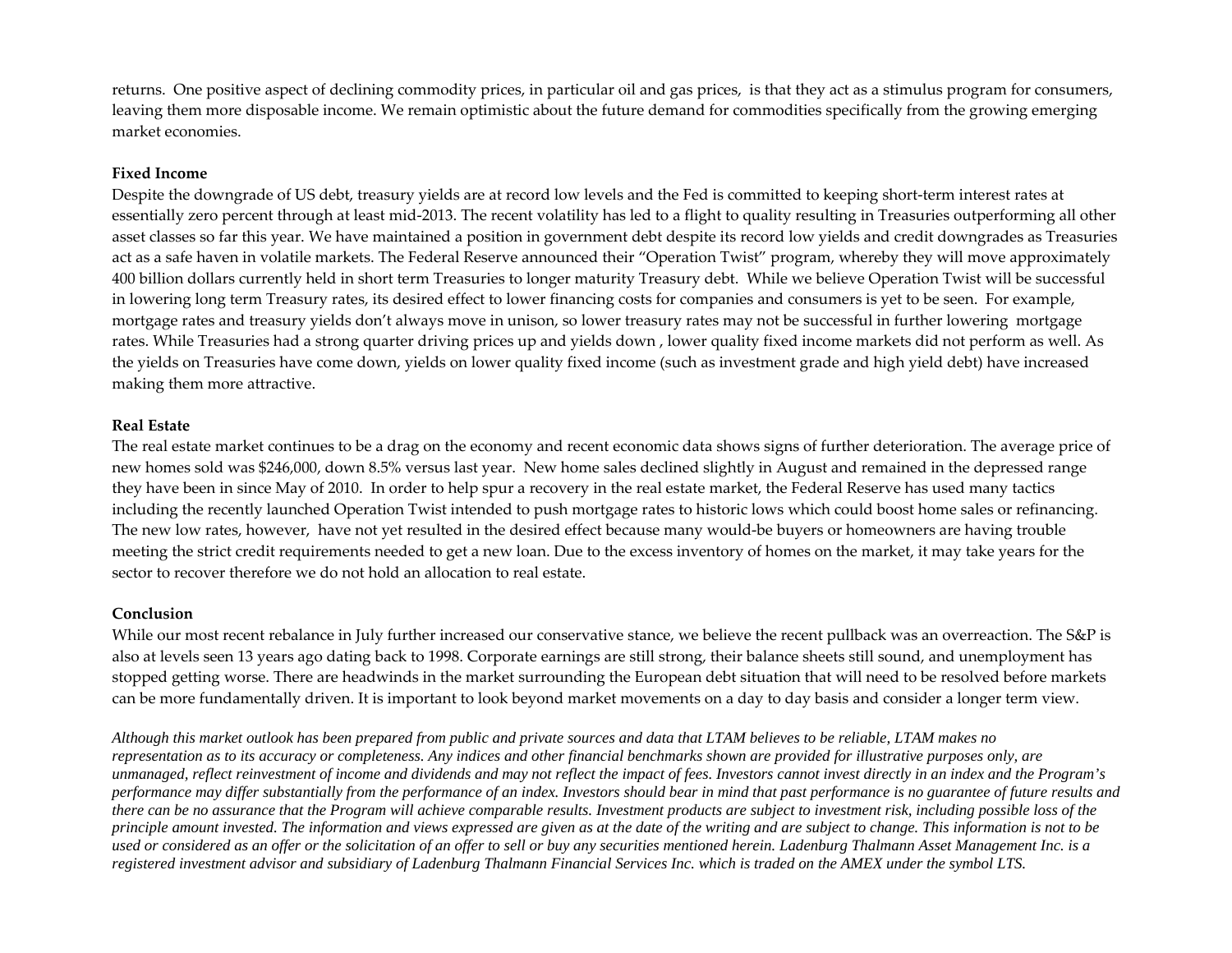returns. One positive aspect of declining commodity prices, in particular oil and gas prices, is that they act as a stimulus program for consumers, leaving them more disposable income. We remain optimistic about the future demand for commodities specifically from the growing emerging market economies.

**Fixed Income**

Despite the downgrade of US debt, treasury yields are at record low levels and the Fed is committed to keeping short-term interest rates at essentially zero percent through at least mid-2013. The recent volatility has led to a flight to quality resulting in Treasuries outperforming all other asset classes so far this year. We have maintained a position in government debt despite its record low yields and credit downgrades as Treasuries act as a safe haven in volatile markets. The Federal Reserve announced their "Operation Twist" program, whereby they will move approximately 400 billion dollars currently held in short term Treasuries to longer maturity Treasury debt. While we believe Operation Twist will be successful in lowering long term Treasury rates, its desired effect to lower financing costs for companies and consumers is yet to be seen. For example, mortgage rates and treasury yields don't always move in unison, so lower treasury rates may not be successful in further lowering mortgage rates. While Treasuries had a strong quarter driving prices up and yields down , lower quality fixed income markets did not perform as well. As the yields on Treasuries have come down, yields on lower quality fixed income (such as investment grade and high yield debt) have increased making them more attractive.

**Real Estate**

The real estate market continues to be a drag on the economy and recent economic data shows signs of further deterioration. The average price of new homes sold was $246,000, down 8.5% versus last year. New home sales declined slightly in August and remained in the depressed range they have been in since May of 2010. In order to help spur a recovery in the real estate market, the Federal Reserve has used many tactics including the recently launched Operation Twist intended to push mortgage rates to historic lows which could boost home sales or refinancing. The new low rates, however, have not yet resulted in the desired effect because many would-be buyers or homeowners are having trouble meeting the strict credit requirements needed to get a new loan. Due to the excess inventory of homes on the market, it may take years for the sector to recover therefore we do not hold an allocation to real estate.

**Conclusion**

While our most recent rebalance in July further increased our conservative stance, we believe the recent pullback was an overreaction. The S&P is also at levels seen 13 years ago dating back to 1998. Corporate earnings are still strong, their balance sheets still sound, and unemployment has stopped getting worse. There are headwinds in the market surrounding the European debt situation that will need to be resolved before markets can be more fundamentally driven. It is important to look beyond market movements on a day to day basis and consider a longer term view.

*Although this market outlook has been prepared from public and private sources and data that LTAM believes to be reliable, LTAM makes no representation as to its accuracy or completeness. Any indices and other financial benchmarks shown are provided for illustrative purposes only, are unmanaged, reflect reinvestment of income and dividends and may not reflect the impact of fees. Investors cannot invest directly in an index and the Program's performance may differ substantially from the performance of an index. Investors should bear in mind that past performance is no guarantee of future results and there can be no assurance that the Program will achieve comparable results. Investment products are subject to investment risk, including possible loss of the principle amount invested. The information and views expressed are given as at the date of the writing and are subject to change. This information is not to be used or considered as an offer or the solicitation of an offer to sell or buy any securities mentioned herein. Ladenburg Thalmann Asset Management Inc. is a registered investment advisor and subsidiary of Ladenburg Thalmann Financial Services Inc. which is traded on the AMEX under the symbol LTS.*